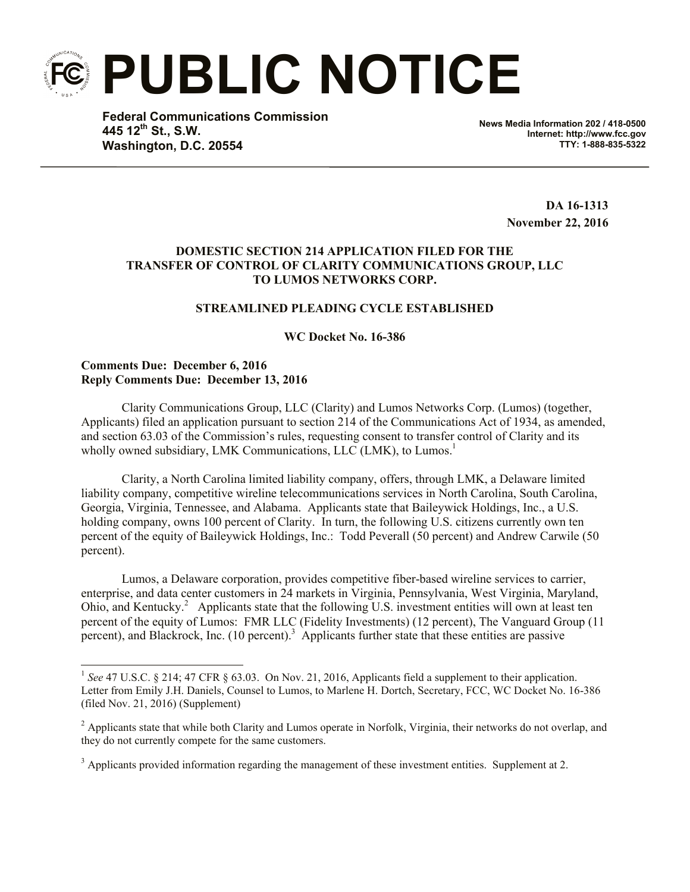# PUBLIC NOTICE

**Federal Communications Commission**
**445 12th St., S.W.**
**Washington, D.C. 20554**

**News Media Information 202 / 418-0500**
**Internet: http://www.fcc.gov**
**TTY: 1-888-835-5322**

**DA 16-1313**
**November 22, 2016**

**DOMESTIC SECTION 214 APPLICATION FILED FOR THE TRANSFER OF CONTROL OF CLARITY COMMUNICATIONS GROUP, LLC TO LUMOS NETWORKS CORP.**

**STREAMLINED PLEADING CYCLE ESTABLISHED**

**WC Docket No. 16-386**

**Comments Due: December 6, 2016**
**Reply Comments Due: December 13, 2016**

Clarity Communications Group, LLC (Clarity) and Lumos Networks Corp. (Lumos) (together, Applicants) filed an application pursuant to section 214 of the Communications Act of 1934, as amended, and section 63.03 of the Commission's rules, requesting consent to transfer control of Clarity and its wholly owned subsidiary, LMK Communications, LLC (LMK), to Lumos.[1]

Clarity, a North Carolina limited liability company, offers, through LMK, a Delaware limited liability company, competitive wireline telecommunications services in North Carolina, South Carolina, Georgia, Virginia, Tennessee, and Alabama. Applicants state that Baileywick Holdings, Inc., a U.S. holding company, owns 100 percent of Clarity. In turn, the following U.S. citizens currently own ten percent of the equity of Baileywick Holdings, Inc.: Todd Peverall (50 percent) and Andrew Carwile (50 percent).

Lumos, a Delaware corporation, provides competitive fiber-based wireline services to carrier, enterprise, and data center customers in 24 markets in Virginia, Pennsylvania, West Virginia, Maryland, Ohio, and Kentucky.[2] Applicants state that the following U.S. investment entities will own at least ten percent of the equity of Lumos: FMR LLC (Fidelity Investments) (12 percent), The Vanguard Group (11 percent), and Blackrock, Inc. (10 percent).[3] Applicants further state that these entities are passive

---

[1] *See* 47 U.S.C. § 214; 47 CFR § 63.03. On Nov. 21, 2016, Applicants field a supplement to their application. Letter from Emily J.H. Daniels, Counsel to Lumos, to Marlene H. Dortch, Secretary, FCC, WC Docket No. 16-386 (filed Nov. 21, 2016) (Supplement)

[2] Applicants state that while both Clarity and Lumos operate in Norfolk, Virginia, their networks do not overlap, and they do not currently compete for the same customers.

[3] Applicants provided information regarding the management of these investment entities. Supplement at 2.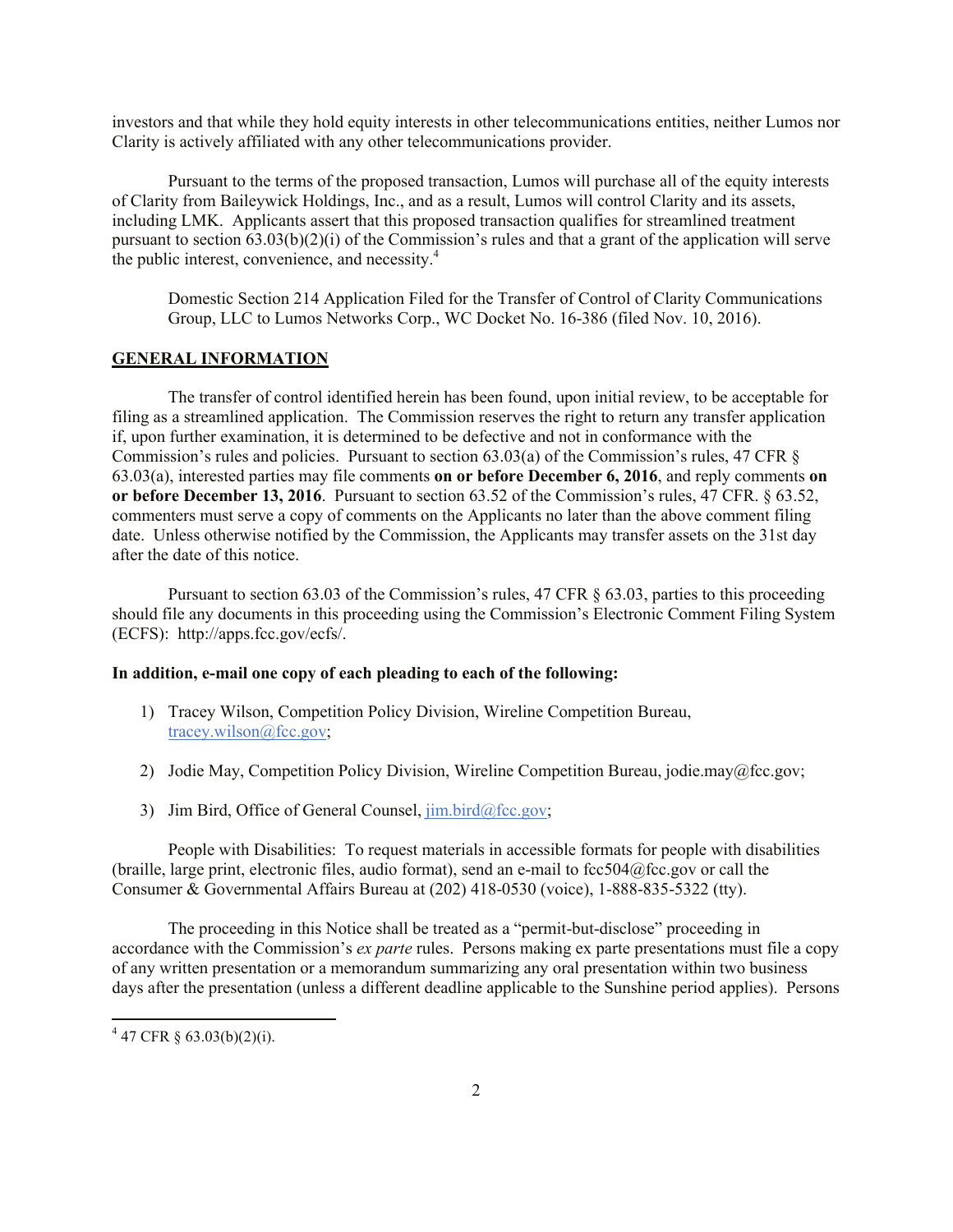investors and that while they hold equity interests in other telecommunications entities, neither Lumos nor Clarity is actively affiliated with any other telecommunications provider.

Pursuant to the terms of the proposed transaction, Lumos will purchase all of the equity interests of Clarity from Baileywick Holdings, Inc., and as a result, Lumos will control Clarity and its assets, including LMK. Applicants assert that this proposed transaction qualifies for streamlined treatment pursuant to section 63.03(b)(2)(i) of the Commission's rules and that a grant of the application will serve the public interest, convenience, and necessity.[4]

Domestic Section 214 Application Filed for the Transfer of Control of Clarity Communications Group, LLC to Lumos Networks Corp., WC Docket No. 16-386 (filed Nov. 10, 2016).

## GENERAL INFORMATION

The transfer of control identified herein has been found, upon initial review, to be acceptable for filing as a streamlined application. The Commission reserves the right to return any transfer application if, upon further examination, it is determined to be defective and not in conformance with the Commission's rules and policies. Pursuant to section 63.03(a) of the Commission's rules, 47 CFR § 63.03(a), interested parties may file comments **on or before December 6, 2016**, and reply comments **on or before December 13, 2016**. Pursuant to section 63.52 of the Commission's rules, 47 CFR. § 63.52, commenters must serve a copy of comments on the Applicants no later than the above comment filing date. Unless otherwise notified by the Commission, the Applicants may transfer assets on the 31st day after the date of this notice.

Pursuant to section 63.03 of the Commission's rules, 47 CFR § 63.03, parties to this proceeding should file any documents in this proceeding using the Commission's Electronic Comment Filing System (ECFS): http://apps.fcc.gov/ecfs/.

**In addition, e-mail one copy of each pleading to each of the following:**

1) Tracey Wilson, Competition Policy Division, Wireline Competition Bureau, tracey.wilson@fcc.gov;
2) Jodie May, Competition Policy Division, Wireline Competition Bureau, jodie.may@fcc.gov;
3) Jim Bird, Office of General Counsel, jim.bird@fcc.gov;

People with Disabilities: To request materials in accessible formats for people with disabilities (braille, large print, electronic files, audio format), send an e-mail to fcc504@fcc.gov or call the Consumer & Governmental Affairs Bureau at (202) 418-0530 (voice), 1-888-835-5322 (tty).

The proceeding in this Notice shall be treated as a "permit-but-disclose" proceeding in accordance with the Commission's *ex parte* rules. Persons making ex parte presentations must file a copy of any written presentation or a memorandum summarizing any oral presentation within two business days after the presentation (unless a different deadline applicable to the Sunshine period applies). Persons

[4] 47 CFR § 63.03(b)(2)(i).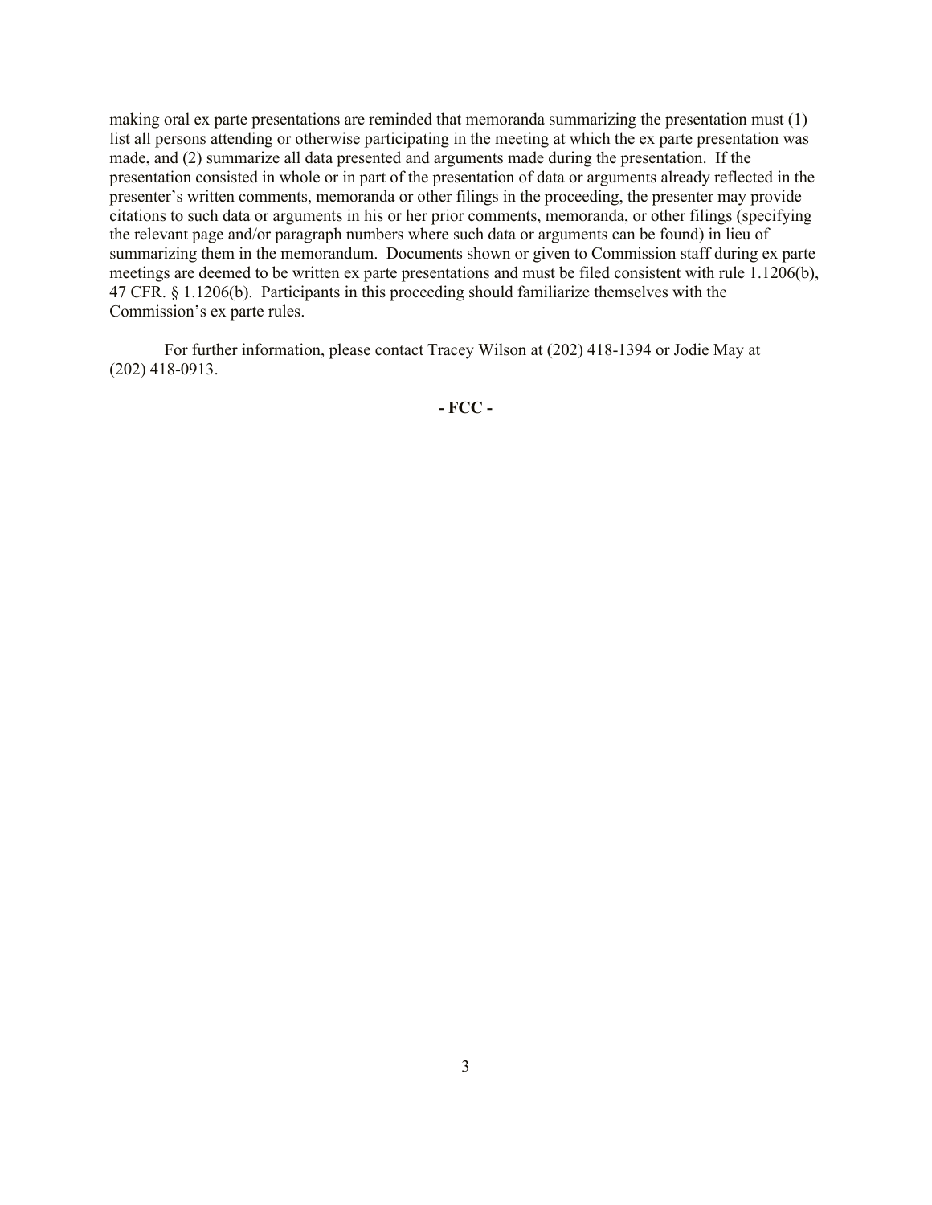making oral ex parte presentations are reminded that memoranda summarizing the presentation must (1) list all persons attending or otherwise participating in the meeting at which the ex parte presentation was made, and (2) summarize all data presented and arguments made during the presentation. If the presentation consisted in whole or in part of the presentation of data or arguments already reflected in the presenter's written comments, memoranda or other filings in the proceeding, the presenter may provide citations to such data or arguments in his or her prior comments, memoranda, or other filings (specifying the relevant page and/or paragraph numbers where such data or arguments can be found) in lieu of summarizing them in the memorandum. Documents shown or given to Commission staff during ex parte meetings are deemed to be written ex parte presentations and must be filed consistent with rule 1.1206(b), 47 CFR. § 1.1206(b). Participants in this proceeding should familiarize themselves with the Commission's ex parte rules.

For further information, please contact Tracey Wilson at (202) 418-1394 or Jodie May at (202) 418-0913.

**- FCC -**